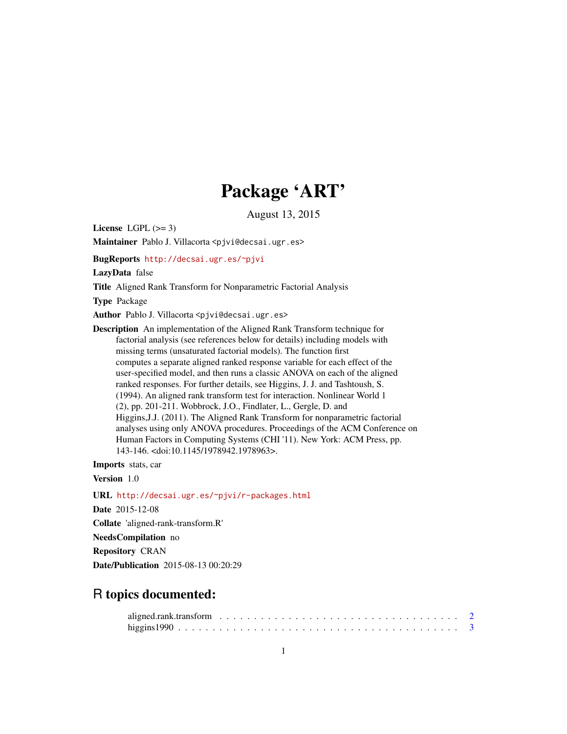# Package 'ART'

August 13, 2015

**License** LGPL (>= 3)

**Maintainer** Pablo J. Villacorta <pjvi@decsai.ugr.es>

**BugReports** http://decsai.ugr.es/~pjvi

**LazyData** false

**Title** Aligned Rank Transform for Nonparametric Factorial Analysis

**Type** Package

**Author** Pablo J. Villacorta <pjvi@decsai.ugr.es>

**Description** An implementation of the Aligned Rank Transform technique for factorial analysis (see references below for details) including models with missing terms (unsaturated factorial models). The function first computes a separate aligned ranked response variable for each effect of the user-specified model, and then runs a classic ANOVA on each of the aligned ranked responses. For further details, see Higgins, J. J. and Tashtoush, S. (1994). An aligned rank transform test for interaction. Nonlinear World 1 (2), pp. 201-211. Wobbrock, J.O., Findlater, L., Gergle, D. and Higgins,J.J. (2011). The Aligned Rank Transform for nonparametric factorial analyses using only ANOVA procedures. Proceedings of the ACM Conference on Human Factors in Computing Systems (CHI '11). New York: ACM Press, pp. 143-146. <doi:10.1145/1978942.1978963>.

**Imports** stats, car

**Version** 1.0

**URL** http://decsai.ugr.es/~pjvi/r-packages.html

**Date** 2015-12-08

**Collate** 'aligned-rank-transform.R'

**NeedsCompilation** no

**Repository** CRAN

**Date/Publication** 2015-08-13 00:20:29

## R topics documented:

aligned.rank.transform . . . . . . . . . . . . . . . . . . . . . . . . . . . . . . . . . . . 2
higgins1990 . . . . . . . . . . . . . . . . . . . . . . . . . . . . . . . . . . . . . . . . . 3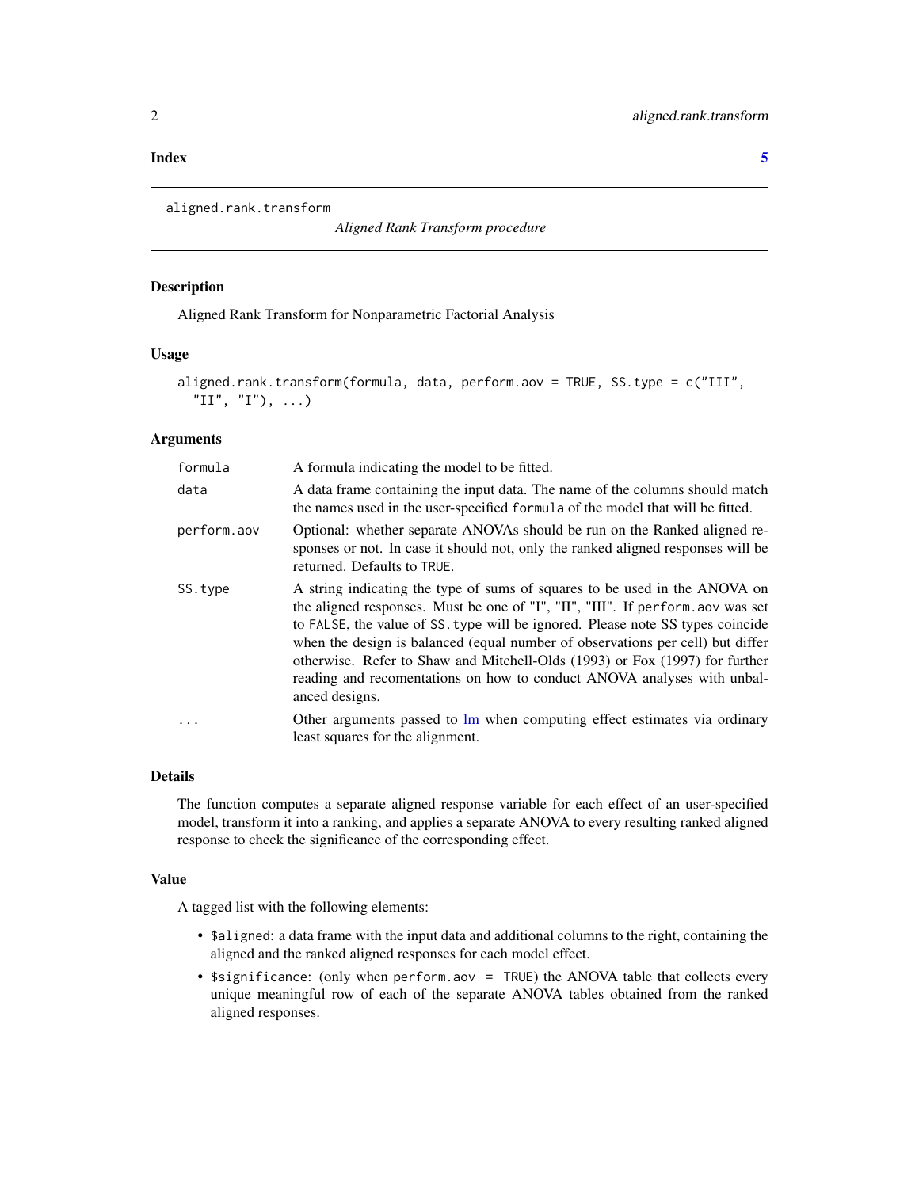**Index** **5**

---

aligned.rank.transform

*Aligned Rank Transform procedure*

---

## Description

Aligned Rank Transform for Nonparametric Factorial Analysis

## Usage

```
aligned.rank.transform(formula, data, perform.aov = TRUE, SS.type = c("III",
  "II", "I"), ...)
```

## Arguments

| | |
|---|---|
| `formula` | A formula indicating the model to be fitted. |
| `data` | A data frame containing the input data. The name of the columns should match the names used in the user-specified `formula` of the model that will be fitted. |
| `perform.aov` | Optional: whether separate ANOVAs should be run on the Ranked aligned responses or not. In case it should not, only the ranked aligned responses will be returned. Defaults to `TRUE`. |
| `SS.type` | A string indicating the type of sums of squares to be used in the ANOVA on the aligned responses. Must be one of "I", "II", "III". If `perform.aov` was set to `FALSE`, the value of `SS.type` will be ignored. Please note SS types coincide when the design is balanced (equal number of observations per cell) but differ otherwise. Refer to Shaw and Mitchell-Olds (1993) or Fox (1997) for further reading and recomentations on how to conduct ANOVA analyses with unbalanced designs. |
| `...` | Other arguments passed to lm when computing effect estimates via ordinary least squares for the alignment. |

## Details

The function computes a separate aligned response variable for each effect of an user-specified model, transform it into a ranking, and applies a separate ANOVA to every resulting ranked aligned response to check the significance of the corresponding effect.

## Value

A tagged list with the following elements:

- `$aligned`: a data frame with the input data and additional columns to the right, containing the aligned and the ranked aligned responses for each model effect.
- `$significance`: (only when `perform.aov = TRUE`) the ANOVA table that collects every unique meaningful row of each of the separate ANOVA tables obtained from the ranked aligned responses.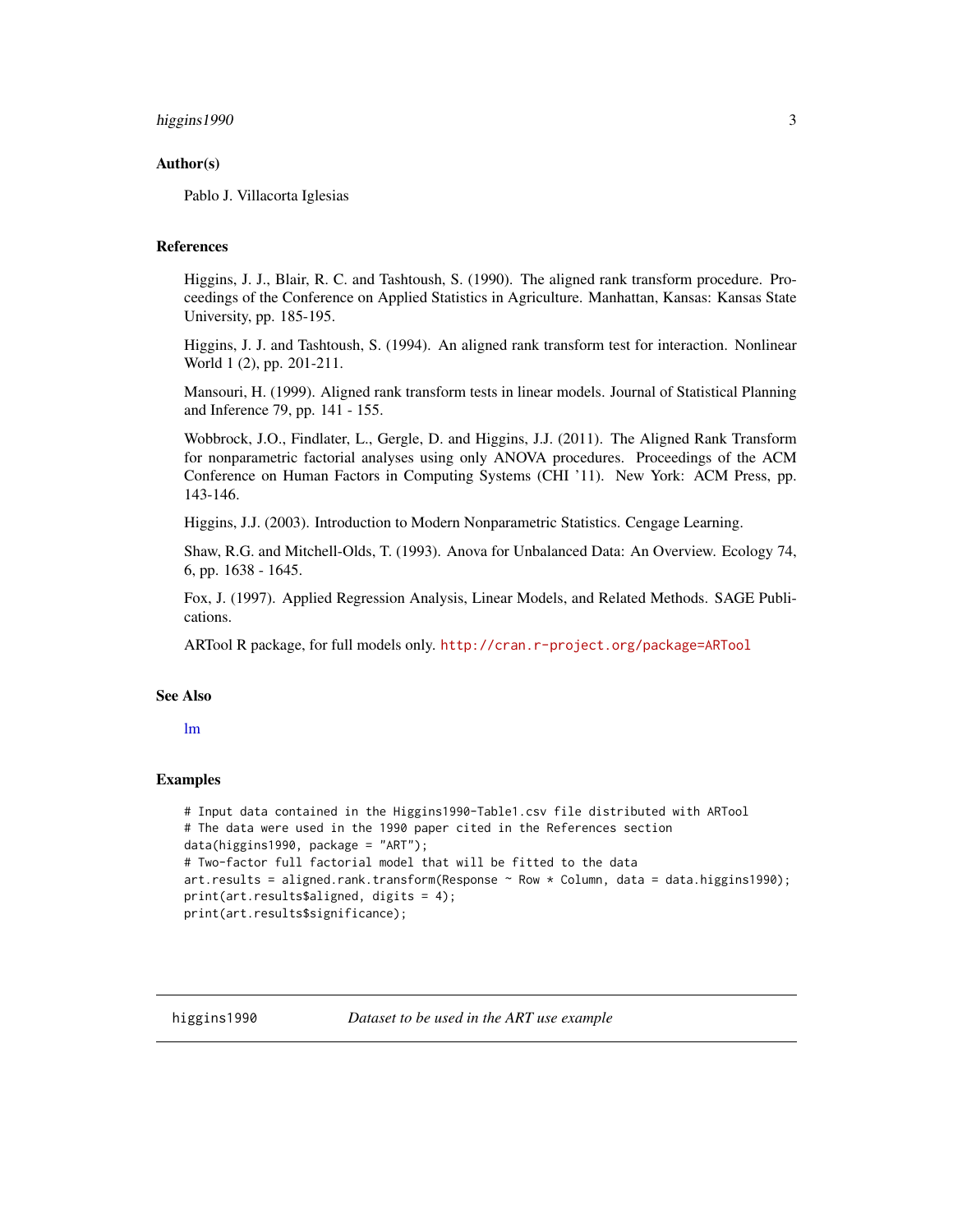### Author(s)

Pablo J. Villacorta Iglesias

### References

Higgins, J. J., Blair, R. C. and Tashtoush, S. (1990). The aligned rank transform procedure. Proceedings of the Conference on Applied Statistics in Agriculture. Manhattan, Kansas: Kansas State University, pp. 185-195.

Higgins, J. J. and Tashtoush, S. (1994). An aligned rank transform test for interaction. Nonlinear World 1 (2), pp. 201-211.

Mansouri, H. (1999). Aligned rank transform tests in linear models. Journal of Statistical Planning and Inference 79, pp. 141 - 155.

Wobbrock, J.O., Findlater, L., Gergle, D. and Higgins, J.J. (2011). The Aligned Rank Transform for nonparametric factorial analyses using only ANOVA procedures. Proceedings of the ACM Conference on Human Factors in Computing Systems (CHI '11). New York: ACM Press, pp. 143-146.

Higgins, J.J. (2003). Introduction to Modern Nonparametric Statistics. Cengage Learning.

Shaw, R.G. and Mitchell-Olds, T. (1993). Anova for Unbalanced Data: An Overview. Ecology 74, 6, pp. 1638 - 1645.

Fox, J. (1997). Applied Regression Analysis, Linear Models, and Related Methods. SAGE Publications.

ARTool R package, for full models only. http://cran.r-project.org/package=ARTool

### See Also

lm

### Examples

```
# Input data contained in the Higgins1990-Table1.csv file distributed with ARTool
# The data were used in the 1990 paper cited in the References section
data(higgins1990, package = "ART");
# Two-factor full factorial model that will be fitted to the data
art.results = aligned.rank.transform(Response ~ Row * Column, data = data.higgins1990);
print(art.results$aligned, digits = 4);
print(art.results$significance);
```

---

## higgins1990 *Dataset to be used in the ART use example*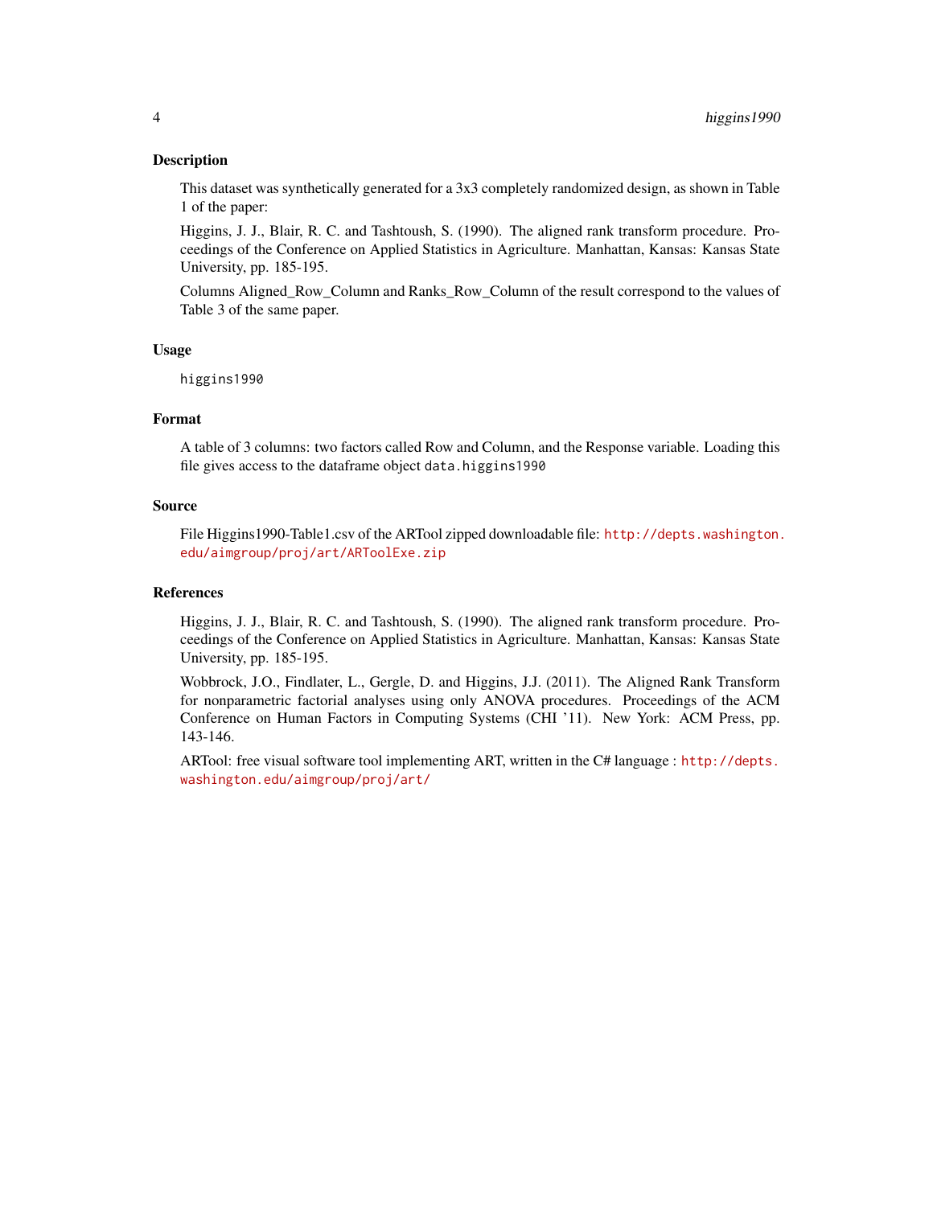## Description

This dataset was synthetically generated for a 3x3 completely randomized design, as shown in Table 1 of the paper:

Higgins, J. J., Blair, R. C. and Tashtoush, S. (1990). The aligned rank transform procedure. Proceedings of the Conference on Applied Statistics in Agriculture. Manhattan, Kansas: Kansas State University, pp. 185-195.

Columns Aligned_Row_Column and Ranks_Row_Column of the result correspond to the values of Table 3 of the same paper.

## Usage

```
higgins1990
```

## Format

A table of 3 columns: two factors called Row and Column, and the Response variable. Loading this file gives access to the dataframe object `data.higgins1990`

## Source

File Higgins1990-Table1.csv of the ARTool zipped downloadable file: http://depts.washington.edu/aimgroup/proj/art/ARToolExe.zip

## References

Higgins, J. J., Blair, R. C. and Tashtoush, S. (1990). The aligned rank transform procedure. Proceedings of the Conference on Applied Statistics in Agriculture. Manhattan, Kansas: Kansas State University, pp. 185-195.

Wobbrock, J.O., Findlater, L., Gergle, D. and Higgins, J.J. (2011). The Aligned Rank Transform for nonparametric factorial analyses using only ANOVA procedures. Proceedings of the ACM Conference on Human Factors in Computing Systems (CHI '11). New York: ACM Press, pp. 143-146.

ARTool: free visual software tool implementing ART, written in the C# language : http://depts.washington.edu/aimgroup/proj/art/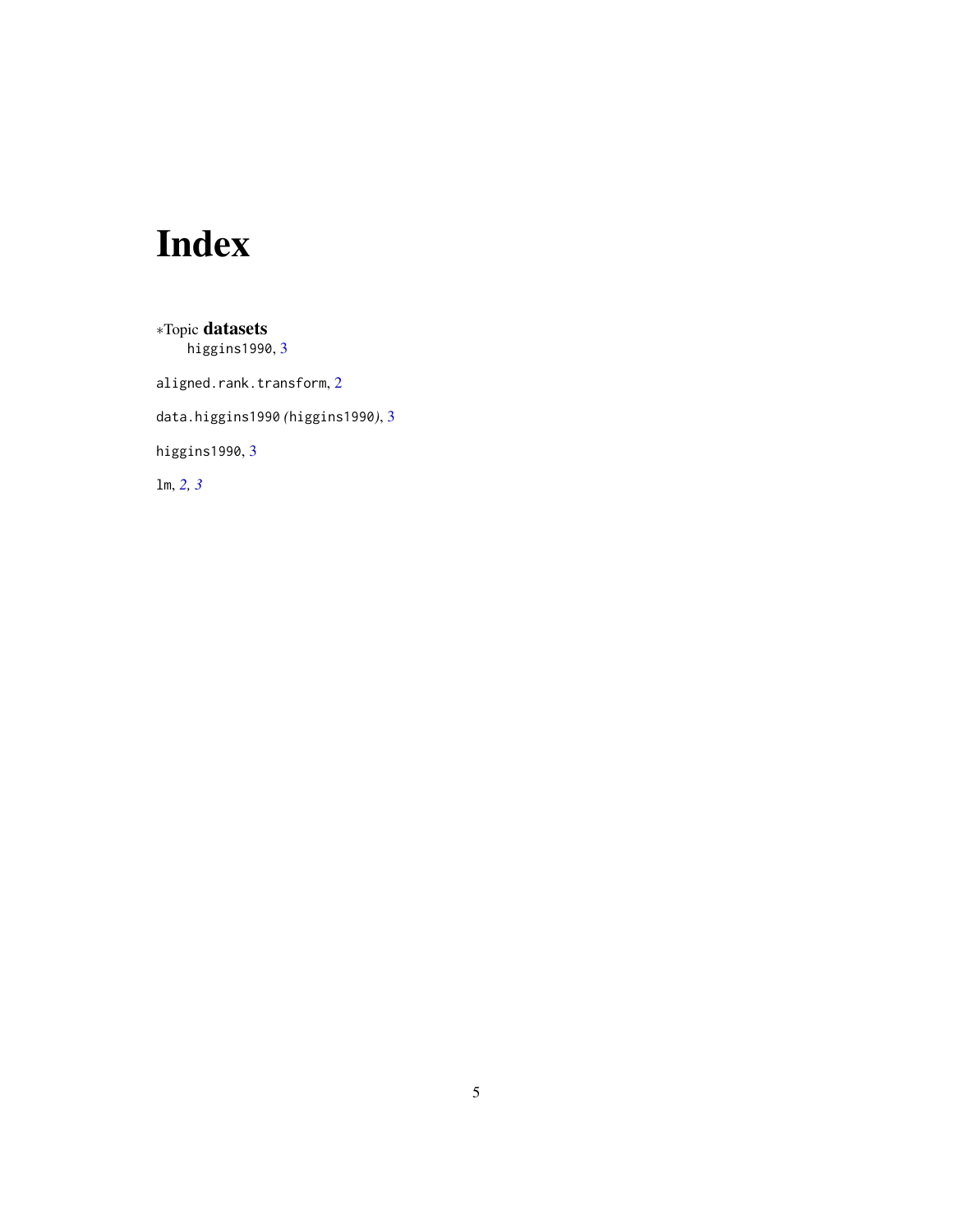# Index

*Topic **datasets**
    higgins1990, 3

aligned.rank.transform, 2

data.higgins1990 *(*higgins1990*)*, 3

higgins1990, 3

lm, *2, 3*